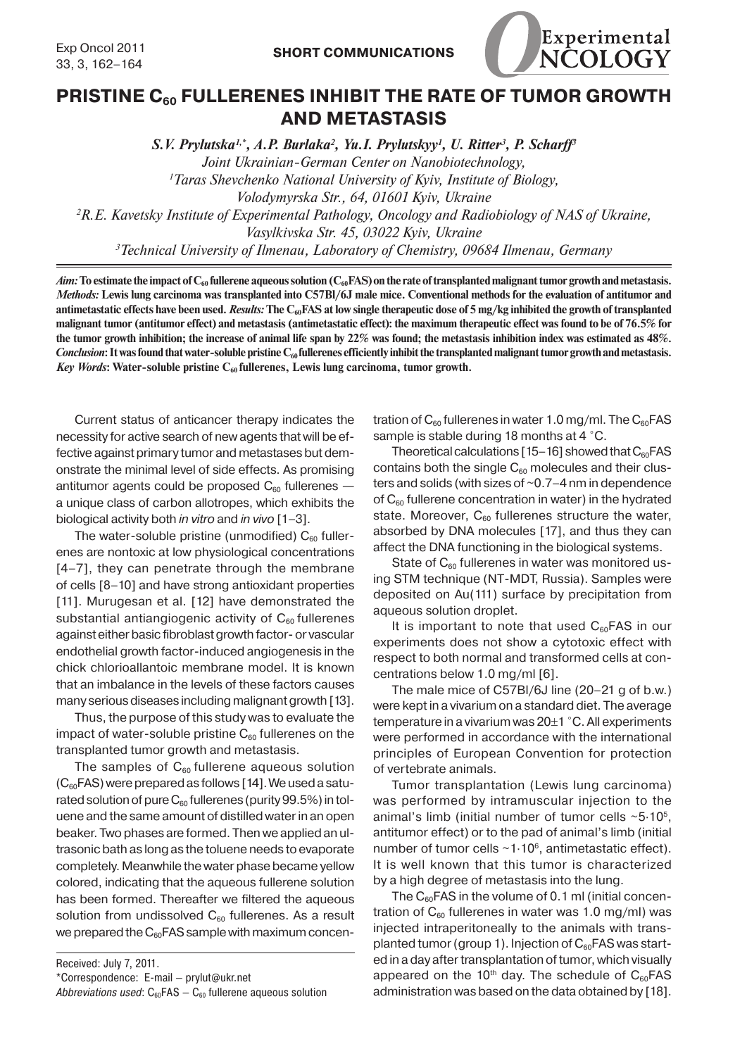SHORT COMMUNICATIONS

# PRISTINE $C_{60}$ FULLERENES INHIBIT THE RATE OF TUMOR GROWTH AND METASTASIS

***S.V. Prylutska[1,*], A.P. Burlaka[2], Yu.I. Prylutskyy[1], U. Ritter[3], P. Scharff[3]***

*Joint Ukrainian-German Center on Nanobiotechnology,*
*[1]Taras Shevchenko National University of Kyiv, Institute of Biology, Volodymyrska Str., 64, 01601 Kyiv, Ukraine*
*[2]R.E. Kavetsky Institute of Experimental Pathology, Oncology and Radiobiology of NAS of Ukraine, Vasylkivska Str. 45, 03022 Kyiv, Ukraine*
*[3]Technical University of Ilmenau, Laboratory of Chemistry, 09684 Ilmenau, Germany*

***Aim:*** **To estimate the impact of $C_{60}$ fullerene aqueous solution ($C_{60}$FAS) on the rate of transplanted malignant tumor growth and metastasis.** ***Methods:*** **Lewis lung carcinoma was transplanted into C57Bl/6J male mice. Conventional methods for the evaluation of antitumor and antimetastatic effects have been used.** ***Results:*** **The $C_{60}$FAS at low single therapeutic dose of 5 mg/kg inhibited the growth of transplanted malignant tumor (antitumor effect) and metastasis (antimetastatic effect): the maximum therapeutic effect was found to be of 76.5% for the tumor growth inhibition; the increase of animal life span by 22% was found; the metastasis inhibition index was estimated as 48%.** ***Conclusion*:** **It was found that water-soluble pristine $C_{60}$ fullerenes efficiently inhibit the transplanted malignant tumor growth and metastasis.** ***Key Words*:** **Water-soluble pristine $C_{60}$ fullerenes, Lewis lung carcinoma, tumor growth.**

Current status of anticancer therapy indicates the necessity for active search of new agents that will be effective against primary tumor and metastases but demonstrate the minimal level of side effects. As promising antitumor agents could be proposed $C_{60}$ fullerenes — a unique class of carbon allotropes, which exhibits the biological activity both *in vitro* and *in vivo* [1–3].

The water-soluble pristine (unmodified) $C_{60}$ fullerenes are nontoxic at low physiological concentrations [4–7], they can penetrate through the membrane of cells [8–10] and have strong antioxidant properties [11]. Murugesan et al. [12] have demonstrated the substantial antiangiogenic activity of $C_{60}$ fullerenes against either basic fibroblast growth factor- or vascular endothelial growth factor-induced angiogenesis in the chick chlorioallantoic membrane model. It is known that an imbalance in the levels of these factors causes many serious diseases including malignant growth [13].

Thus, the purpose of this study was to evaluate the impact of water-soluble pristine $C_{60}$ fullerenes on the transplanted tumor growth and metastasis.

The samples of $C_{60}$ fullerene aqueous solution ($C_{60}$FAS) were prepared as follows [14]. We used a saturated solution of pure $C_{60}$ fullerenes (purity 99.5%) in toluene and the same amount of distilled water in an open beaker. Two phases are formed. Then we applied an ultrasonic bath as long as the toluene needs to evaporate completely. Meanwhile the water phase became yellow colored, indicating that the aqueous fullerene solution has been formed. Thereafter we filtered the aqueous solution from undissolved $C_{60}$ fullerenes. As a result we prepared the $C_{60}$FAS sample with maximum concentration of $C_{60}$ fullerenes in water 1.0 mg/ml. The $C_{60}$FAS sample is stable during 18 months at 4 °C.

Theoretical calculations [15–16] showed that $C_{60}$FAS contains both the single $C_{60}$ molecules and their clusters and solids (with sizes of ~0.7–4 nm in dependence of $C_{60}$ fullerene concentration in water) in the hydrated state. Moreover, $C_{60}$ fullerenes structure the water, absorbed by DNA molecules [17], and thus they can affect the DNA functioning in the biological systems.

State of $C_{60}$ fullerenes in water was monitored using STM technique (NT-MDT, Russia). Samples were deposited on Au(111) surface by precipitation from aqueous solution droplet.

It is important to note that used $C_{60}$FAS in our experiments does not show a cytotoxic effect with respect to both normal and transformed cells at concentrations below 1.0 mg/ml [6].

The male mice of C57Bl/6J line (20–21 g of b.w.) were kept in a vivarium on a standard diet. The average temperature in a vivarium was 20±1 °C. All experiments were performed in accordance with the international principles of European Convention for protection of vertebrate animals.

Tumor transplantation (Lewis lung carcinoma) was performed by intramuscular injection to the animal's limb (initial number of tumor cells ~$5 \cdot 10^5$, antitumor effect) or to the pad of animal's limb (initial number of tumor cells ~$1 \cdot 10^6$, antimetastatic effect). It is well known that this tumor is characterized by a high degree of metastasis into the lung.

The $C_{60}$FAS in the volume of 0.1 ml (initial concentration of $C_{60}$ fullerenes in water was 1.0 mg/ml) was injected intraperitoneally to the animals with transplanted tumor (group 1). Injection of $C_{60}$FAS was started in a day after transplantation of tumor, which visually appeared on the 10[th] day. The schedule of $C_{60}$FAS administration was based on the data obtained by [18].

Received: July 7, 2011.
*Correspondence: E-mail – prylut@ukr.net
*Abbreviations used*: $C_{60}$FAS – $C_{60}$ fullerene aqueous solution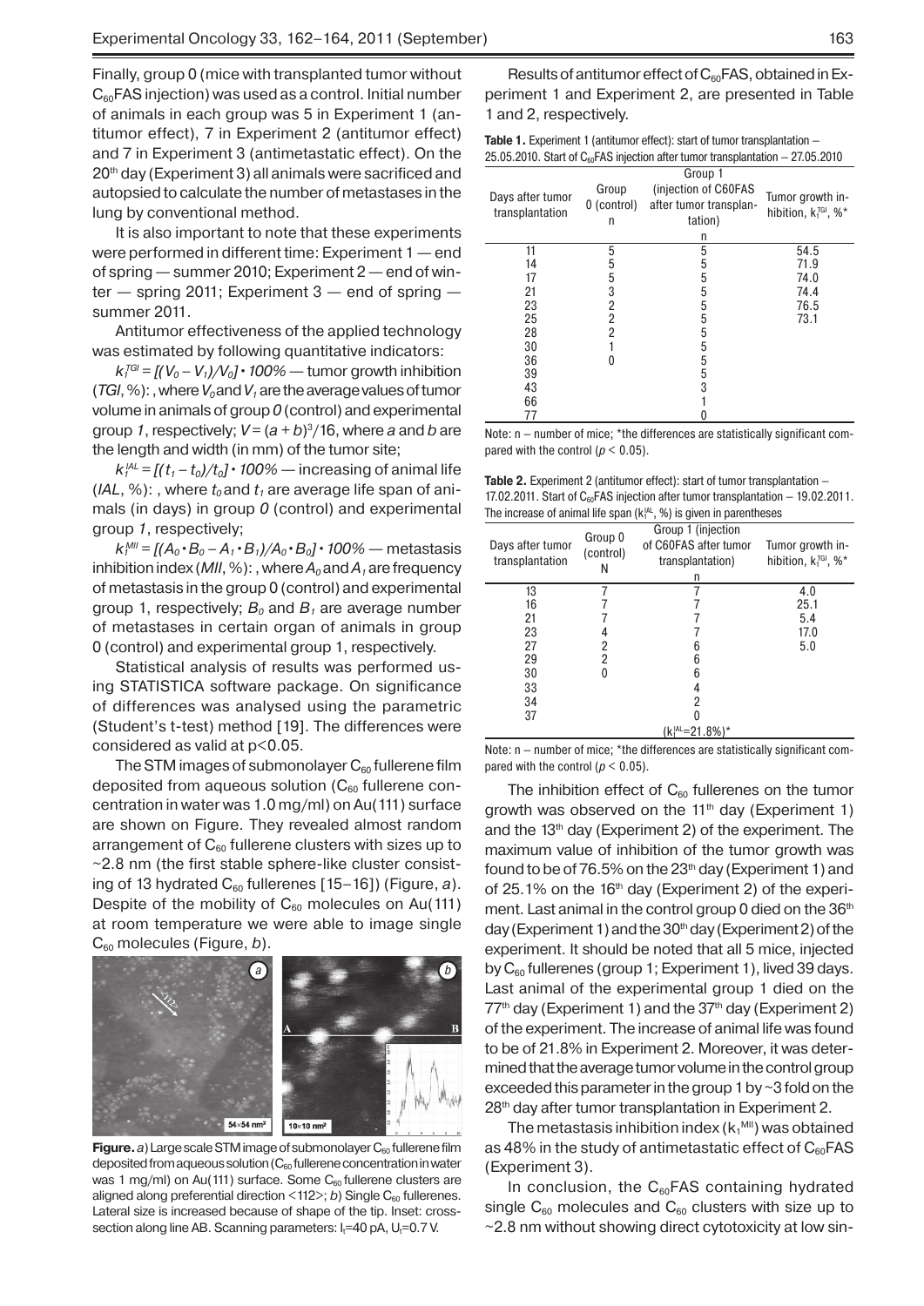Finally, group 0 (mice with transplanted tumor without $C_{60}$FAS injection) was used as a control. Initial number of animals in each group was 5 in Experiment 1 (antitumor effect), 7 in Experiment 2 (antitumor effect) and 7 in Experiment 3 (antimetastatic effect). On the 20th day (Experiment 3) all animals were sacrificed and autopsied to calculate the number of metastases in the lung by conventional method.

It is also important to note that these experiments were performed in different time: Experiment 1 — end of spring — summer 2010; Experiment 2 — end of winter — spring 2011; Experiment 3 — end of spring — summer 2011.

Antitumor effectiveness of the applied technology was estimated by following quantitative indicators:

$k_1^{TGI} = [(V_0 - V_1)/V_0] \cdot 100\%$ — tumor growth inhibition (*TGI*, %): , where $V_0$ and $V_1$ are the average values of tumor volume in animals of group *0* (control) and experimental group *1*, respectively; $V = (a + b)^3/16$, where *a* and *b* are the length and width (in mm) of the tumor site;

$k_1^{IAL} = [(t_1 - t_0)/t_0] \cdot 100\%$ — increasing of animal life (*IAL*, %): , where $t_0$ and $t_1$ are average life span of animals (in days) in group *0* (control) and experimental group *1*, respectively;

$k_1^{MII} = [(A_0 \cdot B_0 - A_1 \cdot B_1)/A_0 \cdot B_0] \cdot 100\%$ — metastasis inhibition index (*MII*, %): , where $A_0$ and $A_1$ are frequency of metastasis in the group 0 (control) and experimental group 1, respectively; $B_0$ and $B_1$ are average number of metastases in certain organ of animals in group 0 (control) and experimental group 1, respectively.

Statistical analysis of results was performed using STATISTICA software package. On significance of differences was analysed using the parametric (Student's t-test) method [19]. The differences were considered as valid at $p<0.05$.

The STM images of submonolayer $C_{60}$ fullerene film deposited from aqueous solution ($C_{60}$ fullerene concentration in water was 1.0 mg/ml) on Au(111) surface are shown on Figure. They revealed almost random arrangement of $C_{60}$ fullerene clusters with sizes up to ~2.8 nm (the first stable sphere-like cluster consisting of 13 hydrated $C_{60}$ fullerenes [15–16]) (Figure, *a*). Despite of the mobility of $C_{60}$ molecules on Au(111) at room temperature we were able to image single $C_{60}$ molecules (Figure, *b*).

a
b
54×54 nm²
10×10 nm²

**Figure.** *a*) Large scale STM image of submonolayer $C_{60}$ fullerene film deposited from aqueous solution ($C_{60}$ fullerene concentration in water was 1 mg/ml) on Au(111) surface. Some $C_{60}$ fullerene clusters are aligned along preferential direction <112>; *b*) Single $C_{60}$ fullerenes. Lateral size is increased because of shape of the tip. Inset: cross-section along line AB. Scanning parameters: $I_t$=40 pA, $U_t$=0.7 V.

Results of antitumor effect of $C_{60}$FAS, obtained in Experiment 1 and Experiment 2, are presented in Table 1 and 2, respectively.

**Table 1.** Experiment 1 (antitumor effect): start of tumor transplantation – 25.05.2010. Start of $C_{60}$FAS injection after tumor transplantation – 27.05.2010

| Days after tumor transplantation | Group 0 (control) n | Group 1 (injection of C60FAS after tumor transplantation) n | Tumor growth inhibition, $k_1^{TGI}$, %* |
|---|---|---|---|
| 11 | 5 | 5 | 54.5 |
| 14 | 5 | 5 | 71.9 |
| 17 | 5 | 5 | 74.0 |
| 21 | 3 | 5 | 74.4 |
| 23 | 2 | 5 | 76.5 |
| 25 | 2 | 5 | 73.1 |
| 28 | 2 | 5 | |
| 30 | 1 | 5 | |
| 36 | 0 | 5 | |
| 39 | | 5 | |
| 43 | | 3 | |
| 66 | | 1 | |
| 77 | | 0 | |

Note: n – number of mice; *the differences are statistically significant compared with the control ($p < 0.05$).

**Table 2.** Experiment 2 (antitumor effect): start of tumor transplantation – 17.02.2011. Start of $C_{60}$FAS injection after tumor transplantation – 19.02.2011. The increase of animal life span ($k_1^{IAL}$, %) is given in parentheses

| Days after tumor transplantation | Group 0 (control) N | Group 1 (injection of C60FAS after tumor transplantation) n | Tumor growth inhibition, $k_1^{TGI}$, %* |
|---|---|---|---|
| 13 | 7 | 7 | 4.0 |
| 16 | 7 | 7 | 25.1 |
| 21 | 7 | 7 | 5.4 |
| 23 | 4 | 7 | 17.0 |
| 27 | 2 | 6 | 5.0 |
| 29 | 2 | 6 | |
| 30 | 0 | 6 | |
| 33 | | 4 | |
| 34 | | 2 | |
| 37 | | 0 | |
| | | ($k_1^{IAL}$=21.8%)* | |

Note: n – number of mice; *the differences are statistically significant compared with the control ($p < 0.05$).

The inhibition effect of $C_{60}$ fullerenes on the tumor growth was observed on the 11th day (Experiment 1) and the 13th day (Experiment 2) of the experiment. The maximum value of inhibition of the tumor growth was found to be of 76.5% on the 23th day (Experiment 1) and of 25.1% on the 16th day (Experiment 2) of the experiment. Last animal in the control group 0 died on the 36th day (Experiment 1) and the 30th day (Experiment 2) of the experiment. It should be noted that all 5 mice, injected by $C_{60}$ fullerenes (group 1; Experiment 1), lived 39 days. Last animal of the experimental group 1 died on the 77th day (Experiment 1) and the 37th day (Experiment 2) of the experiment. The increase of animal life was found to be of 21.8% in Experiment 2. Moreover, it was determined that the average tumor volume in the control group exceeded this parameter in the group 1 by ~3 fold on the 28th day after tumor transplantation in Experiment 2.

The metastasis inhibition index ($k_1^{MII}$) was obtained as 48% in the study of antimetastatic effect of $C_{60}$FAS (Experiment 3).

In conclusion, the $C_{60}$FAS containing hydrated single $C_{60}$ molecules and $C_{60}$ clusters with size up to ~2.8 nm without showing direct cytotoxicity at low sin-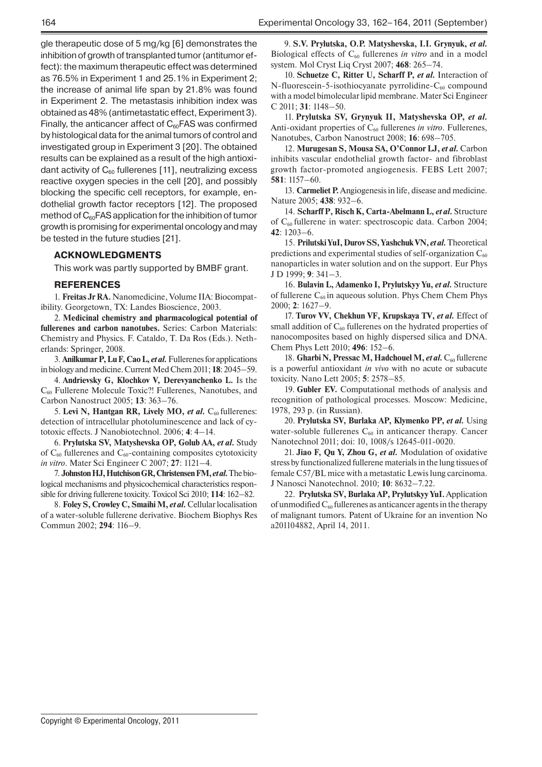gle therapeutic dose of 5 mg/kg [6] demonstrates the inhibition of growth of transplanted tumor (antitumor effect): the maximum therapeutic effect was determined as 76.5% in Experiment 1 and 25.1% in Experiment 2; the increase of animal life span by 21.8% was found in Experiment 2. The metastasis inhibition index was obtained as 48% (antimetastatic effect, Experiment 3). Finally, the anticancer affect of $C_{60}$FAS was confirmed by histological data for the animal tumors of control and investigated group in Experiment 3 [20]. The obtained results can be explained as a result of the high antioxidant activity of $C_{60}$ fullerenes [11], neutralizing excess reactive oxygen species in the cell [20], and possibly blocking the specific cell receptors, for example, endothelial growth factor receptors [12]. The proposed method of $C_{60}$FAS application for the inhibition of tumor growth is promising for experimental oncology and may be tested in the future studies [21].

## ACKNOWLEDGMENTS

This work was partly supported by BMBF grant.

## REFERENCES

1. **Freitas Jr RA.** Nanomedicine, Volume IIA: Biocompatibility. Georgetown, TX: Landes Bioscience, 2003.

2. **Medicinal chemistry and pharmacological potential of fullerenes and carbon nanotubes.** Series: Carbon Materials: Chemistry and Physics. F. Cataldo, T. Da Ros (Eds.). Netherlands: Springer, 2008.

3. **Anilkumar P, Lu F, Cao L, *et al.*** Fullerenes for applications in biology and medicine. Current Med Chem 2011; **18**: 2045–59.

4. **Andrievsky G, Klochkov V, Derevyanchenko L.** Is the $C_{60}$ Fullerene Molecule Toxic?! Fullerenes, Nanotubes, and Carbon Nanostruct 2005; **13**: 363–76.

5. **Levi N, Hantgan RR, Lively MO, *et al.*** $C_{60}$ fullerenes: detection of intracellular photoluminescence and lack of cytotoxic effects. J Nanobiotechnol. 2006; **4**: 4–14.

6. **Prylutska SV, Matyshevska OP, Golub AA, *et al.*** Study of $C_{60}$ fullerenes and $C_{60}$-containing composites cytotoxicity *in vitro*. Mater Sci Engineer C 2007; **27**: 1121–4.

7. **Johnston HJ, Hutchison GR, Christensen FM, *et al.*** The biological mechanisms and physicochemical characteristics responsible for driving fullerene toxicity. Toxicol Sci 2010; **114**: 162–82.

8. **Foley S, Crowley C, Smaihi M, *et al.*** Cellular localisation of a water-soluble fullerene derivative. Biochem Biophys Res Commun 2002; **294**: 116–9.

9. **S.V. Prylutska, O.P. Matyshevska, I.I. Grynyuk, *et al.*** Biological effects of $C_{60}$ fullerenes *in vitro* and in a model system. Mol Cryst Liq Cryst 2007; **468**: 265–74.

10. **Schuetze C, Ritter U, Scharff P, *et al.*** Interaction of N-fluorescein-5-isothiocyanate pyrrolidine-$C_{60}$ compound with a model bimolecular lipid membrane. Mater Sci Engineer C 2011; **31**: 1148–50.

11. **Prylutska SV, Grynyuk II, Matyshevska OP, *et al.*** Anti-oxidant properties of $C_{60}$ fullerenes *in vitro*. Fullerenes, Nanotubes, Carbon Nanostruct 2008; **16**: 698–705.

12. **Murugesan S, Mousa SA, O'Connor LJ, *et al.*** Carbon inhibits vascular endothelial growth factor- and fibroblast growth factor-promoted angiogenesis. FEBS Lett 2007; **581**: 1157–60.

13. **Carmeliet P.** Angiogenesis in life, disease and medicine. Nature 2005; **438**: 932–6.

14. **Scharff P, Risch K, Carta-Abelmann L, *et al.*** Structure of $C_{60}$ fullerene in water: spectroscopic data. Carbon 2004; **42**: 1203–6.

15. **Prilutski YuI, Durov SS, Yashchuk VN, *et al.*** Theoretical predictions and experimental studies of self-organization $C_{60}$ nanoparticles in water solution and on the support. Eur Phys J D 1999; **9**: 341–3.

16. **Bulavin L, Adamenko I, Prylutskyy Yu, *et al.*** Structure of fullerene $C_{60}$ in aqueous solution. Phys Chem Chem Phys 2000; **2**: 1627–9.

17. **Turov VV, Chekhun VF, Krupskaya TV, *et al.*** Effect of small addition of $C_{60}$ fullerenes on the hydrated properties of nanocomposites based on highly dispersed silica and DNA. Chem Phys Lett 2010; **496**: 152–6.

18. **Gharbi N, Pressac M, Hadchouel M, *et al.*** $C_{60}$ fullerene is a powerful antioxidant *in vivo* with no acute or subacute toxicity. Nano Lett 2005; **5**: 2578–85.

19. **Gubler EV.** Computational methods of analysis and recognition of pathological processes. Moscow: Medicine, 1978, 293 p. (in Russian).

20. **Prylutska SV, Burlaka AP, Klymenko PP, *et al.*** Using water-soluble fullerenes $C_{60}$ in anticancer therapy. Cancer Nanotechnol 2011; doi: 10, 1008/s 12645-011-0020.

21. **Jiao F, Qu Y, Zhou G, *et al.*** Modulation of oxidative stress by functionalized fullerene materials in the lung tissues of female C57/BL mice with a metastatic Lewis lung carcinoma. J Nanosci Nanotechnol. 2010; **10**: 8632–7.22.

22. **Prylutska SV, Burlaka AP, Prylutskyy YuI.** Application of unmodified $C_{60}$ fullerenes as anticancer agents in the therapy of malignant tumors. Patent of Ukraine for an invention No a201104882, April 14, 2011.